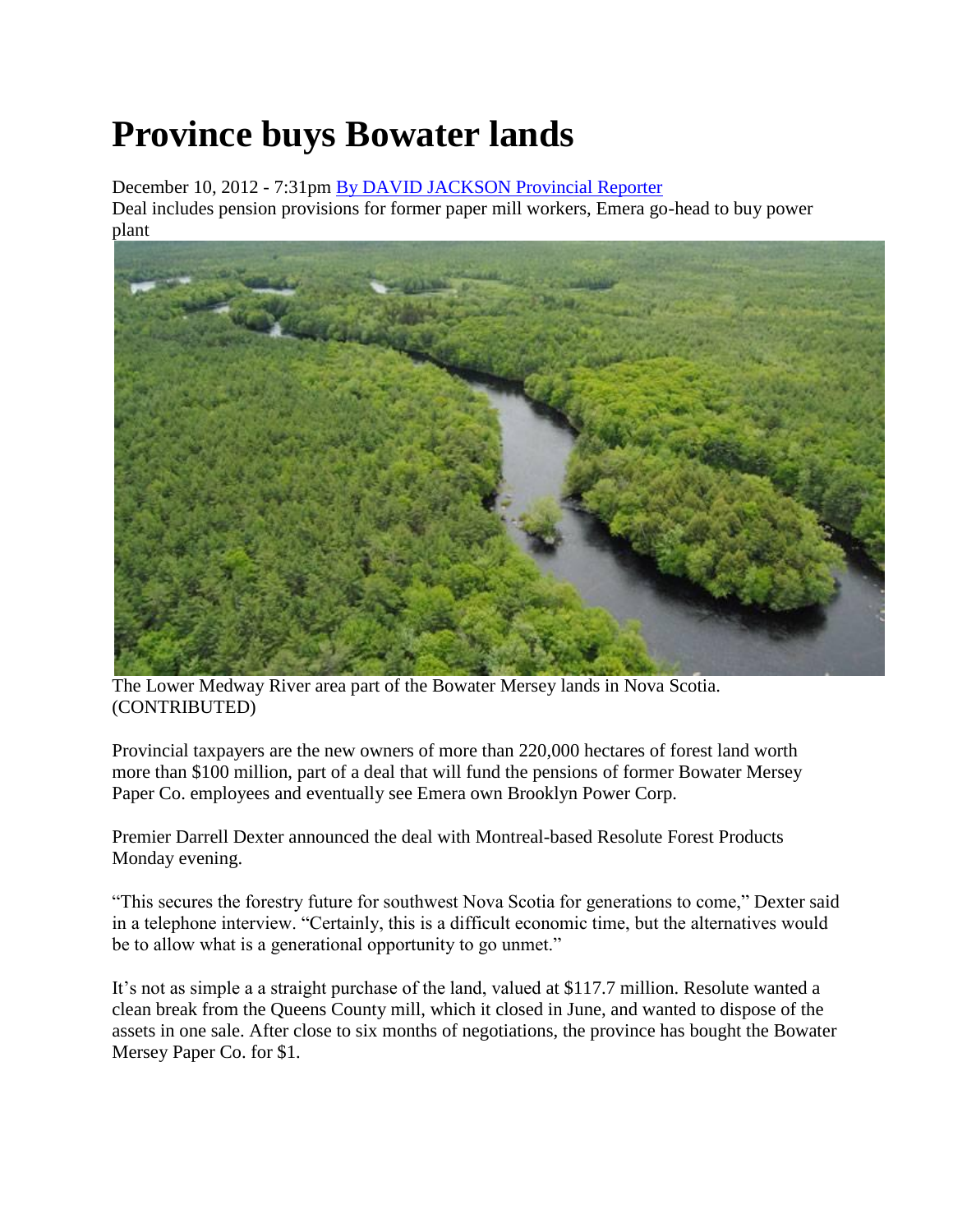# Province buys Bowater lands

December 10, 2012 - 7:31pm By DAVID JACKSON Provincial Reporter

Deal includes pension provisions for former paper mill workers, Emera go-head to buy power plant

The Lower Medway River area part of the Bowater Mersey lands in Nova Scotia. (CONTRIBUTED)

Provincial taxpayers are the new owners of more than 220,000 hectares of forest land worth more than $100 million, part of a deal that will fund the pensions of former Bowater Mersey Paper Co. employees and eventually see Emera own Brooklyn Power Corp.

Premier Darrell Dexter announced the deal with Montreal-based Resolute Forest Products Monday evening.

"This secures the forestry future for southwest Nova Scotia for generations to come," Dexter said in a telephone interview. "Certainly, this is a difficult economic time, but the alternatives would be to allow what is a generational opportunity to go unmet."

It's not as simple a a straight purchase of the land, valued at $117.7 million. Resolute wanted a clean break from the Queens County mill, which it closed in June, and wanted to dispose of the assets in one sale. After close to six months of negotiations, the province has bought the Bowater Mersey Paper Co. for $1.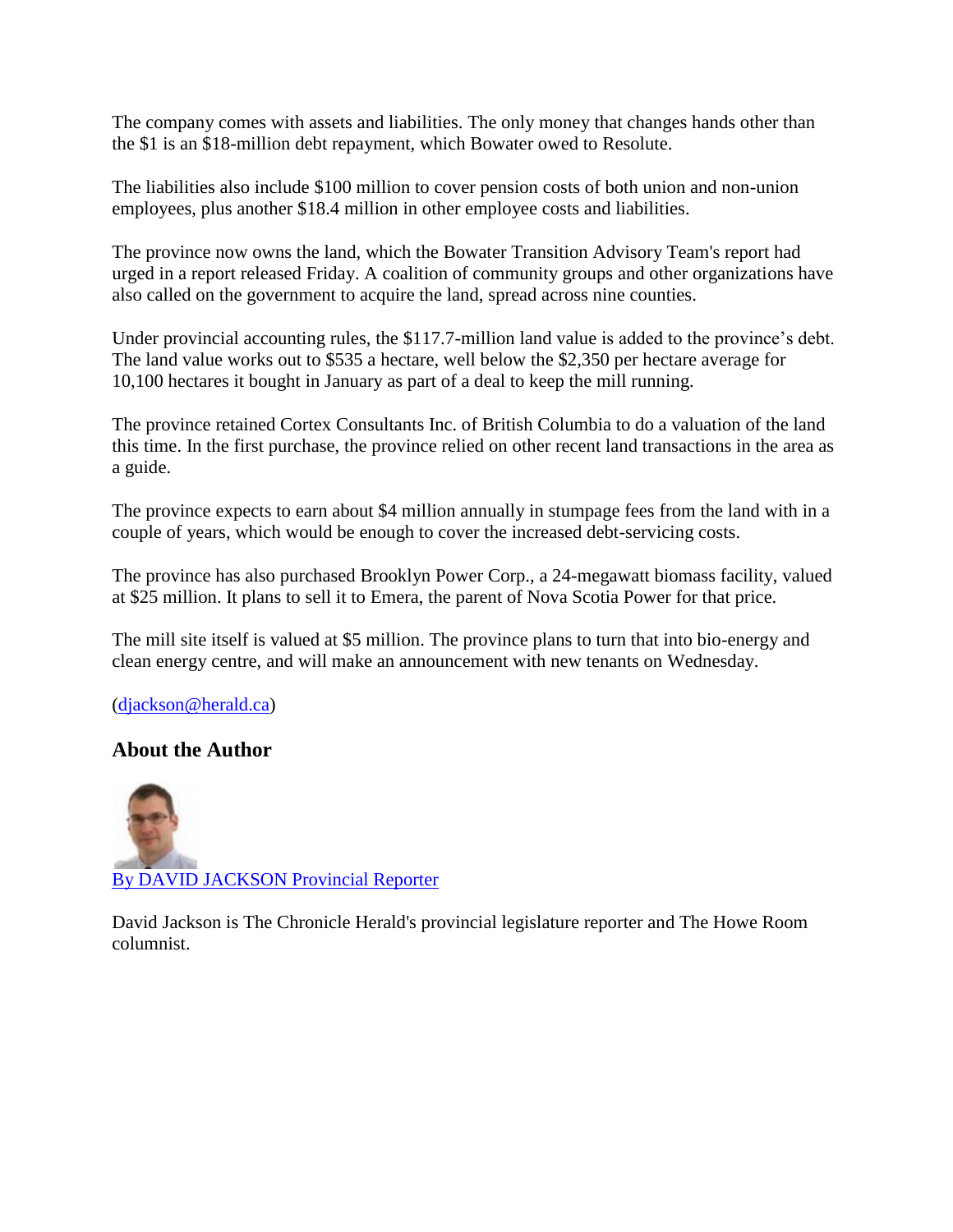The company comes with assets and liabilities. The only money that changes hands other than the $1 is an $18-million debt repayment, which Bowater owed to Resolute.

The liabilities also include $100 million to cover pension costs of both union and non-union employees, plus another $18.4 million in other employee costs and liabilities.

The province now owns the land, which the Bowater Transition Advisory Team's report had urged in a report released Friday. A coalition of community groups and other organizations have also called on the government to acquire the land, spread across nine counties.

Under provincial accounting rules, the $117.7-million land value is added to the province's debt. The land value works out to $535 a hectare, well below the $2,350 per hectare average for 10,100 hectares it bought in January as part of a deal to keep the mill running.

The province retained Cortex Consultants Inc. of British Columbia to do a valuation of the land this time. In the first purchase, the province relied on other recent land transactions in the area as a guide.

The province expects to earn about $4 million annually in stumpage fees from the land with in a couple of years, which would be enough to cover the increased debt-servicing costs.

The province has also purchased Brooklyn Power Corp., a 24-megawatt biomass facility, valued at $25 million. It plans to sell it to Emera, the parent of Nova Scotia Power for that price.

The mill site itself is valued at $5 million. The province plans to turn that into bio-energy and clean energy centre, and will make an announcement with new tenants on Wednesday.

(djackson@herald.ca)

## About the Author

By DAVID JACKSON Provincial Reporter

David Jackson is The Chronicle Herald's provincial legislature reporter and The Howe Room columnist.